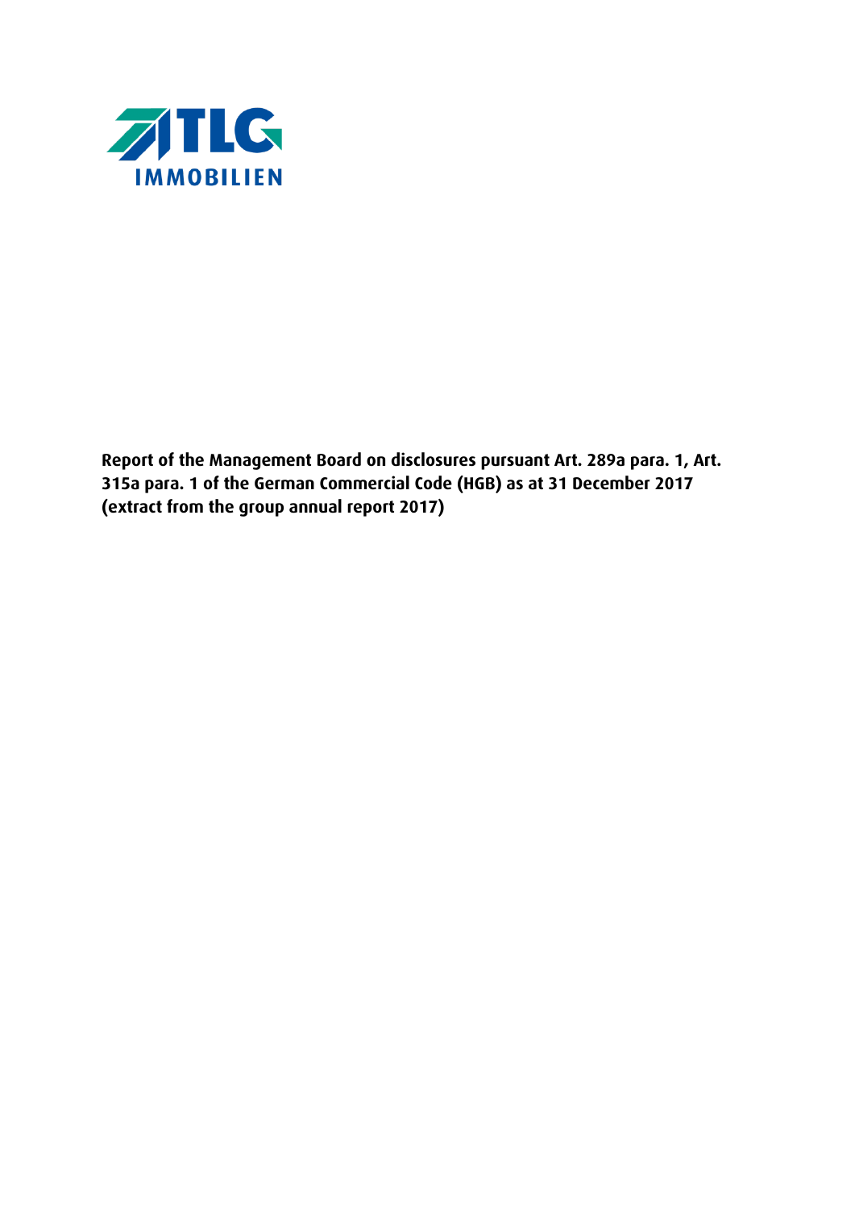TLG IMMOBILIEN

**Report of the Management Board on disclosures pursuant Art. 289a para. 1, Art. 315a para. 1 of the German Commercial Code (HGB) as at 31 December 2017 (extract from the group annual report 2017)**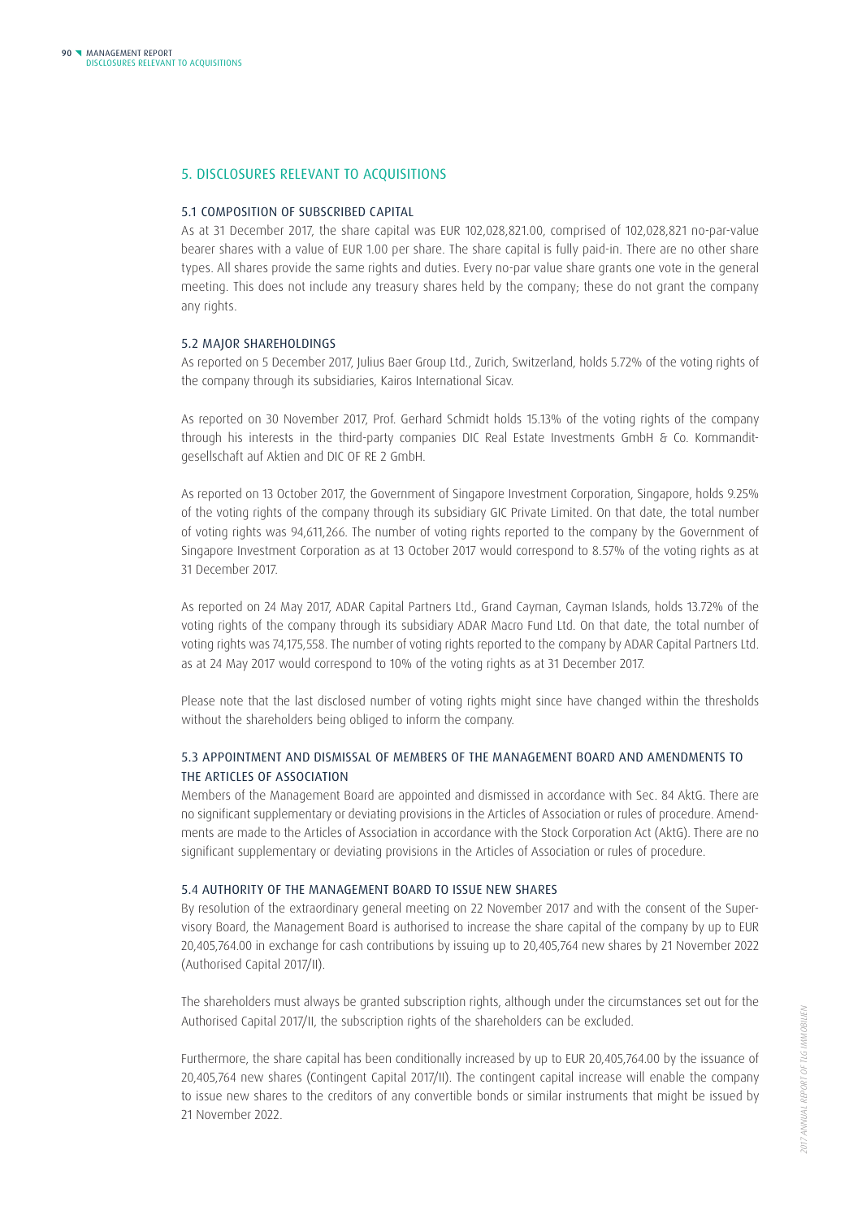## 5. DISCLOSURES RELEVANT TO ACQUISITIONS

### 5.1 COMPOSITION OF SUBSCRIBED CAPITAL

As at 31 December 2017, the share capital was EUR 102,028,821.00, comprised of 102,028,821 no-par-value bearer shares with a value of EUR 1.00 per share. The share capital is fully paid-in. There are no other share types. All shares provide the same rights and duties. Every no-par value share grants one vote in the general meeting. This does not include any treasury shares held by the company; these do not grant the company any rights.

### 5.2 MAJOR SHAREHOLDINGS

As reported on 5 December 2017, Julius Baer Group Ltd., Zurich, Switzerland, holds 5.72% of the voting rights of the company through its subsidiaries, Kairos International Sicav.

As reported on 30 November 2017, Prof. Gerhard Schmidt holds 15.13% of the voting rights of the company through his interests in the third-party companies DIC Real Estate Investments GmbH & Co. Kommanditgesellschaft auf Aktien and DIC OF RE 2 GmbH.

As reported on 13 October 2017, the Government of Singapore Investment Corporation, Singapore, holds 9.25% of the voting rights of the company through its subsidiary GIC Private Limited. On that date, the total number of voting rights was 94,611,266. The number of voting rights reported to the company by the Government of Singapore Investment Corporation as at 13 October 2017 would correspond to 8.57% of the voting rights as at 31 December 2017.

As reported on 24 May 2017, ADAR Capital Partners Ltd., Grand Cayman, Cayman Islands, holds 13.72% of the voting rights of the company through its subsidiary ADAR Macro Fund Ltd. On that date, the total number of voting rights was 74,175,558. The number of voting rights reported to the company by ADAR Capital Partners Ltd. as at 24 May 2017 would correspond to 10% of the voting rights as at 31 December 2017.

Please note that the last disclosed number of voting rights might since have changed within the thresholds without the shareholders being obliged to inform the company.

### 5.3 APPOINTMENT AND DISMISSAL OF MEMBERS OF THE MANAGEMENT BOARD AND AMENDMENTS TO THE ARTICLES OF ASSOCIATION

Members of the Management Board are appointed and dismissed in accordance with Sec. 84 AktG. There are no significant supplementary or deviating provisions in the Articles of Association or rules of procedure. Amendments are made to the Articles of Association in accordance with the Stock Corporation Act (AktG). There are no significant supplementary or deviating provisions in the Articles of Association or rules of procedure.

### 5.4 AUTHORITY OF THE MANAGEMENT BOARD TO ISSUE NEW SHARES

By resolution of the extraordinary general meeting on 22 November 2017 and with the consent of the Supervisory Board, the Management Board is authorised to increase the share capital of the company by up to EUR 20,405,764.00 in exchange for cash contributions by issuing up to 20,405,764 new shares by 21 November 2022 (Authorised Capital 2017/II).

The shareholders must always be granted subscription rights, although under the circumstances set out for the Authorised Capital 2017/II, the subscription rights of the shareholders can be excluded.

Furthermore, the share capital has been conditionally increased by up to EUR 20,405,764.00 by the issuance of 20,405,764 new shares (Contingent Capital 2017/II). The contingent capital increase will enable the company to issue new shares to the creditors of any convertible bonds or similar instruments that might be issued by 21 November 2022.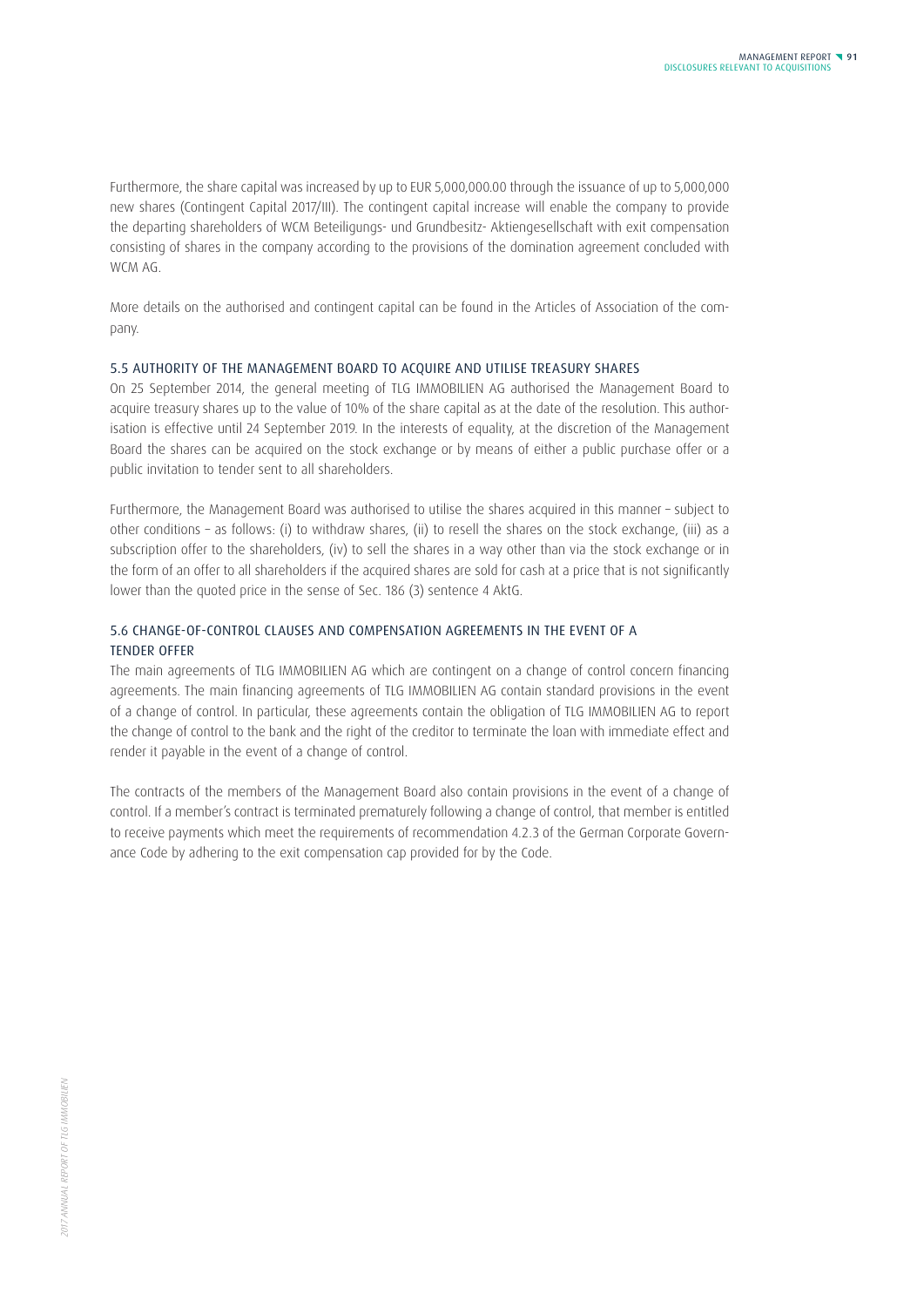Furthermore, the share capital was increased by up to EUR 5,000,000.00 through the issuance of up to 5,000,000 new shares (Contingent Capital 2017/III). The contingent capital increase will enable the company to provide the departing shareholders of WCM Beteiligungs- und Grundbesitz- Aktiengesellschaft with exit compensation consisting of shares in the company according to the provisions of the domination agreement concluded with WCM AG.

More details on the authorised and contingent capital can be found in the Articles of Association of the company.

### 5.5 AUTHORITY OF THE MANAGEMENT BOARD TO ACQUIRE AND UTILISE TREASURY SHARES

On 25 September 2014, the general meeting of TLG IMMOBILIEN AG authorised the Management Board to acquire treasury shares up to the value of 10% of the share capital as at the date of the resolution. This authorisation is effective until 24 September 2019. In the interests of equality, at the discretion of the Management Board the shares can be acquired on the stock exchange or by means of either a public purchase offer or a public invitation to tender sent to all shareholders.

Furthermore, the Management Board was authorised to utilise the shares acquired in this manner – subject to other conditions – as follows: (i) to withdraw shares, (ii) to resell the shares on the stock exchange, (iii) as a subscription offer to the shareholders, (iv) to sell the shares in a way other than via the stock exchange or in the form of an offer to all shareholders if the acquired shares are sold for cash at a price that is not significantly lower than the quoted price in the sense of Sec. 186 (3) sentence 4 AktG.

### 5.6 CHANGE-OF-CONTROL CLAUSES AND COMPENSATION AGREEMENTS IN THE EVENT OF A TENDER OFFER

The main agreements of TLG IMMOBILIEN AG which are contingent on a change of control concern financing agreements. The main financing agreements of TLG IMMOBILIEN AG contain standard provisions in the event of a change of control. In particular, these agreements contain the obligation of TLG IMMOBILIEN AG to report the change of control to the bank and the right of the creditor to terminate the loan with immediate effect and render it payable in the event of a change of control.

The contracts of the members of the Management Board also contain provisions in the event of a change of control. If a member's contract is terminated prematurely following a change of control, that member is entitled to receive payments which meet the requirements of recommendation 4.2.3 of the German Corporate Governance Code by adhering to the exit compensation cap provided for by the Code.